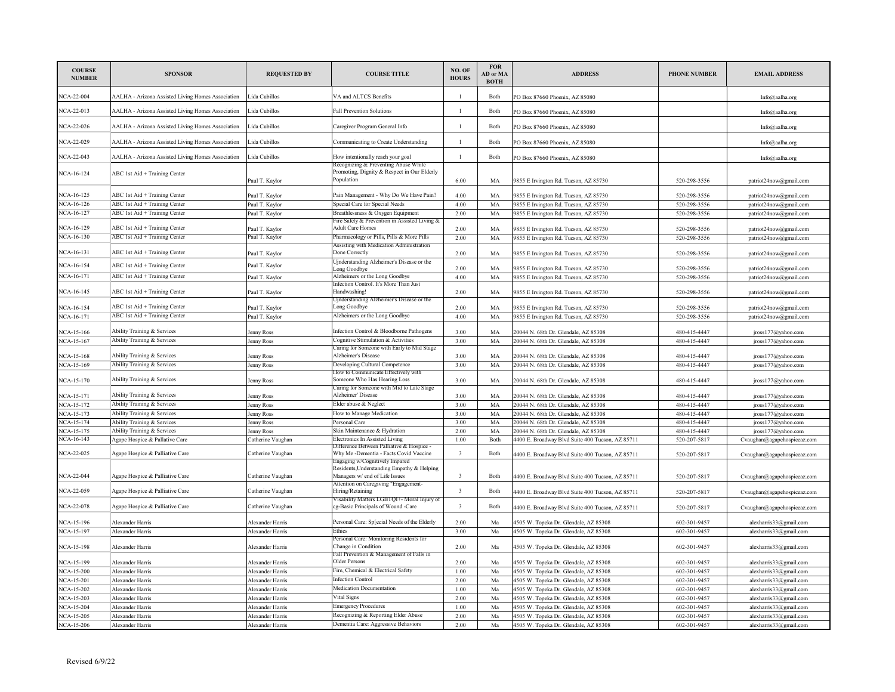| COURSE NUMBER | SPONSOR | REQUESTED BY | COURSE TITLE | NO. OF HOURS | FOR AD or MA BOTH | ADDRESS | PHONE NUMBER | EMAIL ADDRESS |
|---|---|---|---|---|---|---|---|---|
| NCA-22-004 | AALHA - Arizona Assisted Living Homes Association | Lida Cubillos | VA and ALTCS Benefits | 1 | Both | PO Box 87660 Phoenix, AZ 85080 | | Info@aalha.org |
| NCA-22-013 | AALHA - Arizona Assisted Living Homes Association | Lida Cubillos | Fall Prevention Solutions | 1 | Both | PO Box 87660 Phoenix, AZ 85080 | | Info@aalha.org |
| NCA-22-026 | AALHA - Arizona Assisted Living Homes Association | Lida Cubillos | Caregiver Program General Info | 1 | Both | PO Box 87660 Phoenix, AZ 85080 | | Info@aalha.org |
| NCA-22-029 | AALHA - Arizona Assisted Living Homes Association | Lida Cubillos | Communicating to Create Understanding | 1 | Both | PO Box 87660 Phoenix, AZ 85080 | | Info@aalha.org |
| NCA-22-043 | AALHA - Arizona Assisted Living Homes Association | Lida Cubillos | How intentionally reach your goal | 1 | Both | PO Box 87660 Phoenix, AZ 85080 | | Info@aalha.org |
| NCA-16-124 | ABC 1st Aid + Training Center | Paul T. Kaylor | Recognizing & Preventing Abuse While Promoting, Dignity & Respect in Our Elderly Population | 6.00 | MA | 9855 E Irvington Rd. Tucson, AZ 85730 | 520-298-3556 | patriot24now@gmail.com |
| NCA-16-125 | ABC 1st Aid + Training Center | Paul T. Kaylor | Pain Management - Why Do We Have Pain? | 4.00 | MA | 9855 E Irvington Rd. Tucson, AZ 85730 | 520-298-3556 | patriot24now@gmail.com |
| NCA-16-126 | ABC 1st Aid + Training Center | Paul T. Kaylor | Special Care for Special Needs | 4.00 | MA | 9855 E Irvington Rd. Tucson, AZ 85730 | 520-298-3556 | patriot24now@gmail.com |
| NCA-16-127 | ABC 1st Aid + Training Center | Paul T. Kaylor | Breathlessness & Oxygen Equipment | 2.00 | MA | 9855 E Irvington Rd. Tucson, AZ 85730 | 520-298-3556 | patriot24now@gmail.com |
| NCA-16-129 | ABC 1st Aid + Training Center | Paul T. Kaylor | Fire Safety & Prevention in Assisted Living & Adult Care Homes | 2.00 | MA | 9855 E Irvington Rd. Tucson, AZ 85730 | 520-298-3556 | patriot24now@gmail.com |
| NCA-16-130 | ABC 1st Aid + Training Center | Paul T. Kaylor | Pharmacology or Pills, Pills & More Pills | 2.00 | MA | 9855 E Irvington Rd. Tucson, AZ 85730 | 520-298-3556 | patriot24now@gmail.com |
| NCA-16-131 | ABC 1st Aid + Training Center | Paul T. Kaylor | Assisting with Medication Administration Done Correctly | 2.00 | MA | 9855 E Irvington Rd. Tucson, AZ 85730 | 520-298-3556 | patriot24now@gmail.com |
| NCA-16-154 | ABC 1st Aid + Training Center | Paul T. Kaylor | Ujnderstanding Alzheimer's Disease or the Long Goodbye | 2.00 | MA | 9855 E Irvington Rd. Tucson, AZ 85730 | 520-298-3556 | patriot24now@gmail.com |
| NCA-16-171 | ABC 1st Aid + Training Center | Paul T. Kaylor | Alzheimers or the Long Goodbye | 4.00 | MA | 9855 E Irvington Rd. Tucson, AZ 85730 | 520-298-3556 | patriot24now@gmail.com |
| NCA-16-145 | ABC 1st Aid + Training Center | Paul T. Kaylor | Infection Control. It's More Than Just Handwashing! | 2.00 | MA | 9855 E Irvington Rd. Tucson, AZ 85730 | 520-298-3556 | patriot24now@gmail.com |
| NCA-16-154 | ABC 1st Aid + Training Center | Paul T. Kaylor | Ujnderstanding Alzheimer's Disease or the Long Goodbye | 2.00 | MA | 9855 E Irvington Rd. Tucson, AZ 85730 | 520-298-3556 | patriot24now@gmail.com |
| NCA-16-171 | ABC 1st Aid + Training Center | Paul T. Kaylor | Alzheimers or the Long Goodbye | 4.00 | MA | 9855 E Irvington Rd. Tucson, AZ 85730 | 520-298-3556 | patriot24now@gmail.com |
| NCA-15-166 | Ability Training & Services | Jenny Ross | Infection Control & Bloodborne Pathogens | 3.00 | MA | 20044 N. 68th Dr. Glendale, AZ 85308 | 480-415-4447 | jross177@yahoo.com |
| NCA-15-167 | Ability Training & Services | Jenny Ross | Cognitive Stimulation & Activities | 3.00 | MA | 20044 N. 68th Dr. Glendale, AZ 85308 | 480-415-4447 | jross177@yahoo.com |
| NCA-15-168 | Ability Training & Services | Jenny Ross | Caring for Someone with Early to Mid Stage Alzheimer's Disease | 3.00 | MA | 20044 N. 68th Dr. Glendale, AZ 85308 | 480-415-4447 | jross177@yahoo.com |
| NCA-15-169 | Ability Training & Services | Jenny Ross | Developing Cultural Competence | 3.00 | MA | 20044 N. 68th Dr. Glendale, AZ 85308 | 480-415-4447 | jross177@yahoo.com |
| NCA-15-170 | Ability Training & Services | Jenny Ross | How to Communicate Effectively with Someone Who Has Hearing Loss | 3.00 | MA | 20044 N. 68th Dr. Glendale, AZ 85308 | 480-415-4447 | jross177@yahoo.com |
| NCA-15-171 | Ability Training & Services | Jenny Ross | Caring for Someone with Mid to Late Stage Alzheimer' Disease | 3.00 | MA | 20044 N. 68th Dr. Glendale, AZ 85308 | 480-415-4447 | jross177@yahoo.com |
| NCA-15-172 | Ability Training & Services | Jenny Ross | Elder abuse & Neglect | 3.00 | MA | 20044 N. 68th Dr. Glendale, AZ 85308 | 480-415-4447 | jross177@yahoo.com |
| NCA-15-173 | Ability Training & Services | Jenny Ross | How to Manage Medication | 3.00 | MA | 20044 N. 68th Dr. Glendale, AZ 85308 | 480-415-4447 | jross177@yahoo.com |
| NCA-15-174 | Ability Training & Services | Jenny Ross | Personal Care | 3.00 | MA | 20044 N. 68th Dr. Glendale, AZ 85308 | 480-415-4447 | jross177@yahoo.com |
| NCA-15-175 | Ability Training & Services | Jenny Ross | Skin Maintenance & Hydration | 2.00 | MA | 20044 N. 68th Dr. Glendale, AZ 85308 | 480-415-4447 | jross177@yahoo.com |
| NCA-16-143 | Agape Hospice & Pallative Care | Catherine Vaughan | Electronics In Assisted Living | 1.00 | Both | 4400 E. Broadway Blvd Suite 400 Tucson, AZ 85711 | 520-207-5817 | Cvaughan@agapehospiceaz.com |
| NCA-22-025 | Agape Hospice & Palliative Care | Catherine Vaughan | Difference Between Palliative & Hospice - Why Me -Dementia - Facts Covid Vaccine | 3 | Both | 4400 E. Broadway Blvd Suite 400 Tucson, AZ 85711 | 520-207-5817 | Cvaughan@agapehospiceaz.com |
| NCA-22-044 | Agape Hospice & Palliative Care | Catherine Vaughan | Engaging w/Cognitively Impared Residents,Understanding Empathy & Helping Managers w/ end of Life Issues | 3 | Both | 4400 E. Broadway Blvd Suite 400 Tucson, AZ 85711 | 520-207-5817 | Cvaughan@agapehospiceaz.com |
| NCA-22-059 | Agape Hospice & Palliative Care | Catherine Vaughan | Attention on Caregiving "Engagement-Hiring/Retaining | 3 | Both | 4400 E. Broadway Blvd Suite 400 Tucson, AZ 85711 | 520-207-5817 | Cvaughan@agapehospiceaz.com |
| NCA-22-078 | Agape Hospice & Palliative Care | Catherine Vaughan | Visability Matters LGBTQI+- Moral Injury of cg-Basic Principals of Wound -Care | 3 | Both | 4400 E. Broadway Blvd Suite 400 Tucson, AZ 85711 | 520-207-5817 | Cvaughan@agapehospiceaz.com |
| NCA-15-196 | Alexander Harris | Alexander Harris | Personal Care: Sp[ecial Needs of the Elderly | 2.00 | Ma | 4505 W. Topeka Dr. Glendale, AZ 85308 | 602-301-9457 | alexharris33@gmail.com |
| NCA-15-197 | Alexander Harris | Alexander Harris | Ethics | 3.00 | Ma | 4505 W. Topeka Dr. Glendale, AZ 85308 | 602-301-9457 | alexharris33@gmail.com |
| NCA-15-198 | Alexander Harris | Alexander Harris | Personal Care: Monitoring Residents for Change in Condition | 2.00 | Ma | 4505 W. Topeka Dr. Glendale, AZ 85308 | 602-301-9457 | alexharris33@gmail.com |
| NCA-15-199 | Alexander Harris | Alexander Harris | Fall Prevention & Management of Falls in Older Persons | 2.00 | Ma | 4505 W. Topeka Dr. Glendale, AZ 85308 | 602-301-9457 | alexharris33@gmail.com |
| NCA-15-200 | Alexander Harris | Alexander Harris | Fire, Chemical & Electrical Safety | 1.00 | Ma | 4505 W. Topeka Dr. Glendale, AZ 85308 | 602-301-9457 | alexharris33@gmail.com |
| NCA-15-201 | Alexander Harris | Alexander Harris | Infection Control | 2.00 | Ma | 4505 W. Topeka Dr. Glendale, AZ 85308 | 602-301-9457 | alexharris33@gmail.com |
| NCA-15-202 | Alexander Harris | Alexander Harris | Medication Documentation | 1.00 | Ma | 4505 W. Topeka Dr. Glendale, AZ 85308 | 602-301-9457 | alexharris33@gmail.com |
| NCA-15-203 | Alexander Harris | Alexander Harris | Vital Signs | 2.00 | Ma | 4505 W. Topeka Dr. Glendale, AZ 85308 | 602-301-9457 | alexharris33@gmail.com |
| NCA-15-204 | Alexander Harris | Alexander Harris | Emergency Procedures | 1.00 | Ma | 4505 W. Topeka Dr. Glendale, AZ 85308 | 602-301-9457 | alexharris33@gmail.com |
| NCA-15-205 | Alexander Harris | Alexander Harris | Recognizing & Reporting Elder Abuse | 2.00 | Ma | 4505 W. Topeka Dr. Glendale, AZ 85308 | 602-301-9457 | alexharris33@gmail.com |
| NCA-15-206 | Alexander Harris | Alexander Harris | Dementia Care: Aggressive Behaviors | 2.00 | Ma | 4505 W. Topeka Dr. Glendale, AZ 85308 | 602-301-9457 | alexharris33@gmail.com |

Revised 6/9/22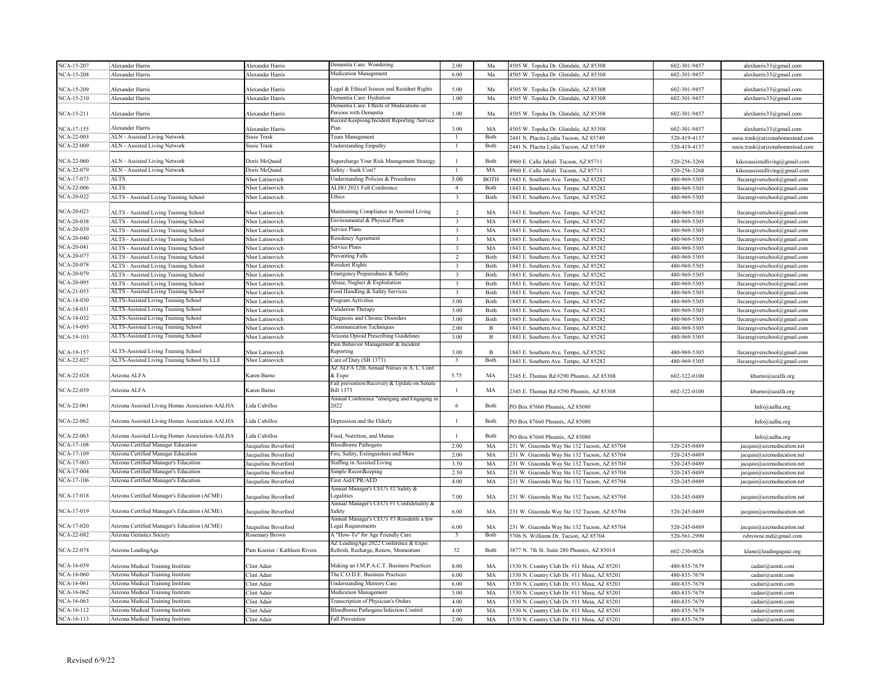| NCA-15-207 | Alexander Harris | Alexander Harris | Dementia Care: Wondering | 2.00 | Ma | 4505 W. Topeka Dr. Glendale, AZ 85308 | 602-301-9457 | alexharris33@gmail.com |
|---|---|---|---|---|---|---|---|---|
| NCA-15-208 | Alexander Harris | Alexander Harris | Medication Management | 6.00 | Ma | 4505 W. Topeka Dr. Glendale, AZ 85308 | 602-301-9457 | alexharris33@gmail.com |
| NCA-15-209 | Alexander Harris | Alexander Harris | Legal & Ethical Issuses and Residnet Rights | 5.00 | Ma | 4505 W. Topeka Dr. Glendale, AZ 85308 | 602-301-9457 | alexharris33@gmail.com |
| NCA-15-210 | Alexander Harris | Alexander Harris | Dementia Care: Hydration | 1.00 | Ma | 4505 W. Topeka Dr. Glendale, AZ 85308 | 602-301-9457 | alexharris33@gmail.com |
| NCA-15-211 | Alexander Harris | Alexander Harris | Dementia Care: Effects of Medications on Persons with Dementia | 1.00 | Ma | 4505 W. Topeka Dr. Glendale, AZ 85308 | 602-301-9457 | alexharris33@gmail.com |
| NCA-17-155 | Alexander Harris | Alexander Harris | Record Keepiong/Incident Reporting /Service Plan | 3.00 | MA | 4505 W. Topeka Dr. Glendale, AZ 85308 | 602-301-9457 | alexharris33@gmail.com |
| NCA-22-003 | ALN - Assisted Living Network | Susie Trask | Team Management | 1 | Both | 2441 N. Placita Lydia Tucson, AZ 85749 | 520-419-4137 | susie.trask@arizonahomestead.com |
| NCA-22-009 | ALN - Assisted Living Network | Susie Trask | Understanding Empathy | 1 | Both | 2441 N. Placita Lydia Tucson, AZ 85749 | 520-419-4137 | susie.trask@arizonahomestead.com |
| NCA-22-060 | ALN - Assisted Living Network | Doris McQuaid | Supercharge Your Risk Management Strategy | 1 | Both | 4960 E. Calle Jabali Tucson, AZ 85711 | 520-256-3268 | kikosassistedliving@gmail.com |
| NCA-22-079 | ALN - Assisted Living Network | Doris McQuaid | Safety - Sunk Cost? | 1 | MA | 4960 E. Calle Jabali Tucson, AZ 85711 | 520-256-3268 | kikosassistedliving@gmail.com |
| NCA-17-073 | ALTS | Nhor Latinovich | Understanding Policies & Procedures | 3.00 | BOTH | 1843 E. Southern Ave. Tempe, AZ 85282 | 480-969-5305 | llecaregiverschool@gmail.com |
| NCA-22-006 | ALTS | Nhor Latinovich | ALHO 2021 Fall Conference | 4 | Both | 1843 E. Southern Ave. Tempe, AZ 85282 | 480-969-5305 | llecaregiverschool@gmail.com |
| NCA-20-022 | ALTS - Assisted Living Training School | Nhor Latinovich | Ethics | 3 | Both | 1843 E. Southern Ave. Tempe, AZ 85282 | 480-969-5305 | llecaregiverschool@gmail.com |
| NCA-20-023 | ALTS - Assisted Living Training School | Nhor Latinovich | Maintaining Compliance in Assisted Living | 2 | MA | 1843 E. Southern Ave. Tempe, AZ 85282 | 480-969-5305 | llecaregiverschool@gmail.com |
| NCA-20-038 | ALTS - Assisted Living Training School | Nhor Latinovich | Environmental & Physical Plant | 3 | MA | 1843 E. Southern Ave. Tempe, AZ 85282 | 480-969-5305 | llecaregiverschool@gmail.com |
| NCA-20-039 | ALTS - Assisted Living Training School | Nhor Latinovich | Service Plans | 3 | MA | 1843 E. Southern Ave. Tempe, AZ 85282 | 480-969-5305 | llecaregiverschool@gmail.com |
| NCA-20-040 | ALTS - Assisted Living Training School | Nhor Latinovich | Residency Agreement | 3 | MA | 1843 E. Southern Ave. Tempe, AZ 85282 | 480-969-5305 | llecaregiverschool@gmail.com |
| NCA-20-041 | ALTS - Assisted Living Training School | Nhor Latinovich | Service Plans | 3 | MA | 1843 E. Southern Ave. Tempe, AZ 85282 | 480-969-5305 | llecaregiverschool@gmail.com |
| NCA-20-077 | ALTS - Assisted Living Training School | Nhor Latinovich | Preventing Falls | 2 | Both | 1843 E. Southern Ave. Tempe, AZ 85282 | 480-969-5305 | llecaregiverschool@gmail.com |
| NCA-20-078 | ALTS - Assisted Living Training School | Nhor Latinovich | Resident Rights | 3 | Both | 1843 E. Southern Ave. Tempe, AZ 85282 | 480-969-5305 | llecaregiverschool@gmail.com |
| NCA-20-079 | ALTS - Assisted Living Training School | Nhor Latinovich | Emergency Preparedness & Safety | 3 | Both | 1843 E. Southern Ave. Tempe, AZ 85282 | 480-969-5305 | llecaregiverschool@gmail.com |
| NCA-20-095 | ALTS - Assisted Living Training School | Nhor Latinovich | Abuse, Neglect & Exploitation | 3 | Both | 1843 E. Southern Ave. Tempe, AZ 85282 | 480-969-5305 | llecaregiverschool@gmail.com |
| NCA-21-053 | ALTS - Assisted Living Training School | Nhor Latinovich | Food Handling & Safety Services | 3 | Both | 1843 E. Southern Ave. Tempe, AZ 85282 | 480-969-5305 | llecaregiverschool@gmail.com |
| NCA-18-030 | ALTS-Assisted Living Training School | Nhor Latinovich | Program Activities | 3.00 | Both | 1843 E. Southern Ave. Tempe, AZ 85282 | 480-969-5305 | llecaregiverschool@gmail.com |
| NCA-18-031 | ALTS-Assisted Living Training School | Nhor Latinovich | Validation Therapy | 3.00 | Both | 1843 E. Southern Ave. Tempe, AZ 85282 | 480-969-5305 | llecaregiverschool@gmail.com |
| NCA-18-032 | ALTS-Assisted Living Training School | Nhor Latinovich | Diagnosis and Chronic Disorders | 3.00 | Both | 1843 E. Southern Ave. Tempe, AZ 85282 | 480-969-5305 | llecaregiverschool@gmail.com |
| NCA-19-093 | ALTS-Assisted Living Training School | Nhor Latinovich | Communication Techniques | 2.00 | B | 1843 E. Southern Ave. Tempe, AZ 85282 | 480-969-5305 | llecaregiverschool@gmail.com |
| NCA-19-103 | ALTS-Assisted Living Training School | Nhor Latinovich | Arizona Opioid Prescribing Guidelines | 3.00 | B | 1843 E. Southern Ave. Tempe, AZ 85282 | 480-969-5305 | llecaregiverschool@gmail.com |
| NCA-19-157 | ALTS-Assisted Living Training School | Nhor Latinovich | Pain Behavior Management & Incident Reporting | 3.00 | B | 1843 E. Southern Ave. Tempe, AZ 85282 | 480-969-5305 | llecaregiverschool@gmail.com |
| NCA-22-027 | ALTS-Assisted Living Training School by LLE | Nhor Latinovich | Care of Duty (SB 1373) | 3 | Both | 1843 E. Southern Ave. Tempe, AZ 85282 | 480-969-5305 | llecaregiverschool@gmail.com |
| NCA-22-024 | Arizona ALFA | Karen Barno | AZ ALFA 12th Annual Nurses in A. L. Conf. & Expo | 5.75 | MA | 2345 E. Thomas Rd #290 Phoenix, AZ 85308 | 602-322-0100 | kbarno@azalfa.org |
| NCA-22-039 | Arizona ALFA | Karen Barno | Fall prevention/Recovery & Update on Senate Bill 1373 | 1 | MA | 2345 E. Thomas Rd #290 Phoenix, AZ 85308 | 602-322-0100 | kbarno@azalfa.org |
| NCA-22-061 | Arizona Assisted Living Homes Association AALHA | Lida Cubillos | Annual Conference "emerging and Engaging in 2022 | 6 | Both | PO Box 87660 Phoenix, AZ 85080 | | Info@aalha.org |
| NCA-22-062 | Arizona Assisted Living Homes Association AALHA | Lida Cubillos | Depression and the Elderly | 1 | Both | PO Box 87660 Phoenix, AZ 85080 | | Info@aalha.org |
| NCA-22-063 | Arizona Assisted Living Homes Association AALHA | Lida Cubillos | Food, Nutrition, and Menus | 1 | Both | PO Box 87660 Phoenix, AZ 85080 | | Info@aalha.org |
| NCA-17-108 | Arizona Certified Manager Education | Jacqueline Beverford | Bloodborne Pathogens | 2.00 | MA | 231 W. Giaconda Way Ste 132 Tucson, AZ 85704 | 520-245-0489 | jacquie@azcmeducation.net |
| NCA-17-109 | Arizona Certified Manager Education | Jacqueline Beverford | Fire, Safety, Extinguishers and More | 2.00 | MA | 231 W. Giaconda Way Ste 132 Tucson, AZ 85704 | 520-245-0489 | jacquie@azcmeducation.net |
| NCA-17-003 | Arizona Certified Manager's Education | Jacqueline Beverford | Staffing in Assisted Living | 3.50 | MA | 231 W. Giaconda Way Ste 132 Tucson, AZ 85704 | 520-245-0489 | jacquie@azcmeducation.net |
| NCA-17-004 | Arizona Certified Manager's Education | Jacqueline Beverford | Simple Recordkeeping | 2.50 | MA | 231 W. Giaconda Way Ste 132 Tucson, AZ 85704 | 520-245-0489 | jacquie@azcmeducation.net |
| NCA-17-106 | Arizona Certified Manager's Education | Jacqueline Beverford | First Aid/CPR/AED | 4.00 | MA | 231 W. Giaconda Way Ste 132 Tucson, AZ 85704 | 520-245-0489 | jacquie@azcmeducation.net |
| NCA-17-018 | Arizona Certified Manager's Education (ACME) | Jacqueline Beverford | Annual Manager's CEU's #2 Safety & Legalities | 7.00 | MA | 231 W. Giaconda Way Ste 132 Tucson, AZ 85704 | 520-245-0489 | jacquie@azcmeducation.net |
| NCA-17-019 | Arizona Certified Manager's Education (ACME) | Jacqueline Beverford | Annual Manager's CEU's #1 Confidetiality & Safety | 6.00 | MA | 231 W. Giaconda Way Ste 132 Tucson, AZ 85704 | 520-245-0489 | jacquie@azcmeducation.net |
| NCA-17-020 | Arizona Certified Manager's Education (ACME) | Jacqueline Beverford | Annual Manager's CEU's #3 Residents a few Legal Requirements | 6.00 | MA | 231 W. Giaconda Way Ste 132 Tucson, AZ 85704 | 520-245-0489 | jacquie@azcmeducation.net |
| NCA-22-082 | Arizona Geriatics Society | Rosemary Brown | A "How-To" for Age Friendly Care | 5 | Both | 5706 N. Williams Dr. Tucson, AZ 85704 | 520-561-2990 | rsbrowne.md@gmail.com |
| NCA-22-074 | Arizona LeadingAge | Pam Koester / Kathleen Rivera | AZ LeadingAge 2022 Conference & Expo: Refresh, Recharge, Renew, Momentum | 52 | Both | 3877 N. 7th St. Suite 280 Phoenix, AZ 85014 | 602-230-0026 | klane@leadingageaz.org |
| NCA-16-059 | Arizona Medical Training Institute | Clint Adair | Making an I.M.P.A.C.T. Business Practices | 8.00 | MA | 1530 N. Country Club Dr. #11 Mesa, AZ 85201 | 480-835-7679 | cadair@azmti.com |
| NCA-16-060 | Arizona Medical Training Institute | Clint Adair | The C.O.D.E. Business Practices | 6.00 | MA | 1530 N. Country Club Dr. #11 Mesa, AZ 85201 | 480-835-7679 | cadair@azmti.com |
| NCA-16-061 | Arizona Medical Training Institute | Clint Adair | Understanding Memory Care | 6.00 | MA | 1530 N. Country Club Dr. #11 Mesa, AZ 85201 | 480-835-7679 | cadair@azmti.com |
| NCA-16-062 | Arizona Medical Training Institute | Clint Adair | Medication Management | 5.00 | MA | 1530 N. Country Club Dr. #11 Mesa, AZ 85201 | 480-835-7679 | cadair@azmti.com |
| NCA-16-063 | Arizona Medical Training Institute | Clint Adair | Transcription of Physician's Orders | 4.00 | MA | 1530 N. Country Club Dr. #11 Mesa, AZ 85201 | 480-835-7679 | cadair@azmti.com |
| NCA-16-112 | Arizona Medical Training Institute | Clint Adair | Bloodborne Pathogens/Infection Control | 4.00 | MA | 1530 N. Country Club Dr. #11 Mesa, AZ 85201 | 480-835-7679 | cadair@azmti.com |
| NCA-16-113 | Arizona Medical Training Institute | Clint Adair | Fall Prevention | 2.00 | MA | 1530 N. Country Club Dr. #11 Mesa, AZ 85201 | 480-835-7679 | cadair@azmti.com |

Revised 6/9/22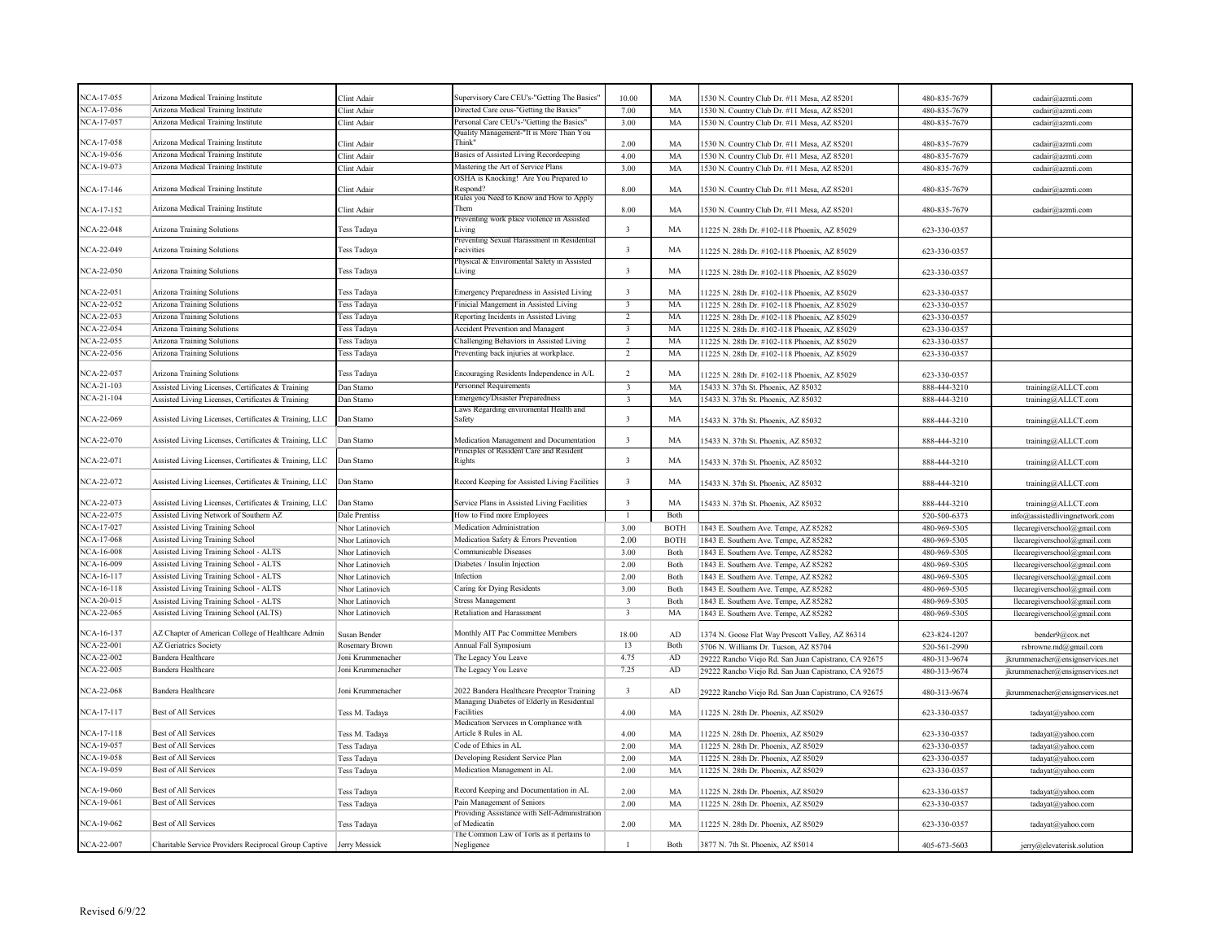| | | | | | | | | |
|---|---|---|---|---|---|---|---|---|
| NCA-17-055 | Arizona Medical Training Institute | Clint Adair | Supervisory Care CEU's-"Getting The Basics" | 10.00 | MA | 1530 N. Country Club Dr. #11 Mesa, AZ 85201 | 480-835-7679 | cadair@azmti.com |
| NCA-17-056 | Arizona Medical Training Institute | Clint Adair | Directed Care ceus-"Getting the Baxics" | 7.00 | MA | 1530 N. Country Club Dr. #11 Mesa, AZ 85201 | 480-835-7679 | cadair@azmti.com |
| NCA-17-057 | Arizona Medical Training Institute | Clint Adair | Personal Care CEU's-"Getting the Basics" | 3.00 | MA | 1530 N. Country Club Dr. #11 Mesa, AZ 85201 | 480-835-7679 | cadair@azmti.com |
| NCA-17-058 | Arizona Medical Training Institute | Clint Adair | Quality Management-"It is More Than You Think" | 2.00 | MA | 1530 N. Country Club Dr. #11 Mesa, AZ 85201 | 480-835-7679 | cadair@azmti.com |
| NCA-19-056 | Arizona Medical Training Institute | Clint Adair | Basics of Assisted Living Recordeeping | 4.00 | MA | 1530 N. Country Club Dr. #11 Mesa, AZ 85201 | 480-835-7679 | cadair@azmti.com |
| NCA-19-073 | Arizona Medical Training Institute | Clint Adair | Mastering the Art of Service Plans | 3.00 | MA | 1530 N. Country Club Dr. #11 Mesa, AZ 85201 | 480-835-7679 | cadair@azmti.com |
| NCA-17-146 | Arizona Medical Training Institute | Clint Adair | OSHA is Knocking! Are You Prepared to Respond? | 8.00 | MA | 1530 N. Country Club Dr. #11 Mesa, AZ 85201 | 480-835-7679 | cadair@azmti.com |
| NCA-17-152 | Arizona Medical Training Institute | Clint Adair | Rules you Need to Know and How to Apply Them | 8.00 | MA | 1530 N. Country Club Dr. #11 Mesa, AZ 85201 | 480-835-7679 | cadair@azmti.com |
| NCA-22-048 | Arizona Training Solutions | Tess Tadaya | Preventing work place violence in Assisted Living | 3 | MA | 11225 N. 28th Dr. #102-118 Phoenix, AZ 85029 | 623-330-0357 | |
| NCA-22-049 | Arizona Training Solutions | Tess Tadaya | Preventing Sexual Harassment in Residential Facivities | 3 | MA | 11225 N. 28th Dr. #102-118 Phoenix, AZ 85029 | 623-330-0357 | |
| NCA-22-050 | Arizona Training Solutions | Tess Tadaya | Physical & Enviromental Safety in Assisted Living | 3 | MA | 11225 N. 28th Dr. #102-118 Phoenix, AZ 85029 | 623-330-0357 | |
| NCA-22-051 | Arizona Training Solutions | Tess Tadaya | Emergency Preparedness in Assisted Living | 3 | MA | 11225 N. 28th Dr. #102-118 Phoenix, AZ 85029 | 623-330-0357 | |
| NCA-22-052 | Arizona Training Solutions | Tess Tadaya | Finicial Mangement in Assisted Living | 3 | MA | 11225 N. 28th Dr. #102-118 Phoenix, AZ 85029 | 623-330-0357 | |
| NCA-22-053 | Arizona Training Solutions | Tess Tadaya | Reporting Incidents in Assisted Living | 2 | MA | 11225 N. 28th Dr. #102-118 Phoenix, AZ 85029 | 623-330-0357 | |
| NCA-22-054 | Arizona Training Solutions | Tess Tadaya | Accident Prevention and Managent | 3 | MA | 11225 N. 28th Dr. #102-118 Phoenix, AZ 85029 | 623-330-0357 | |
| NCA-22-055 | Arizona Training Solutions | Tess Tadaya | Challenging Behaviors in Assisted Living | 2 | MA | 11225 N. 28th Dr. #102-118 Phoenix, AZ 85029 | 623-330-0357 | |
| NCA-22-056 | Arizona Training Solutions | Tess Tadaya | Preventing back injuries at workplace. | 2 | MA | 11225 N. 28th Dr. #102-118 Phoenix, AZ 85029 | 623-330-0357 | |
| NCA-22-057 | Arizona Training Solutions | Tess Tadaya | Encouraging Residents Independence in A/L | 2 | MA | 11225 N. 28th Dr. #102-118 Phoenix, AZ 85029 | 623-330-0357 | |
| NCA-21-103 | Assisted Living Licenses, Certificates & Training | Dan Stamo | Personnel Requirements | 3 | MA | 15433 N. 37th St. Phoenix, AZ 85032 | 888-444-3210 | training@ALLCT.com |
| NCA-21-104 | Assisted Living Licenses, Certificates & Training | Dan Stamo | Emergency/Disaster Preparedness | 3 | MA | 15433 N. 37th St. Phoenix, AZ 85032 | 888-444-3210 | training@ALLCT.com |
| NCA-22-069 | Assisted Living Licenses, Certificates & Training, LLC | Dan Stamo | Laws Regarding enviromental Health and Safety | 3 | MA | 15433 N. 37th St. Phoenix, AZ 85032 | 888-444-3210 | training@ALLCT.com |
| NCA-22-070 | Assisted Living Licenses, Certificates & Training, LLC | Dan Stamo | Medication Management and Documentation | 3 | MA | 15433 N. 37th St. Phoenix, AZ 85032 | 888-444-3210 | training@ALLCT.com |
| NCA-22-071 | Assisted Living Licenses, Certificates & Training, LLC | Dan Stamo | Principles of Resident Care and Resident Rights | 3 | MA | 15433 N. 37th St. Phoenix, AZ 85032 | 888-444-3210 | training@ALLCT.com |
| NCA-22-072 | Assisted Living Licenses, Certificates & Training, LLC | Dan Stamo | Record Keeping for Assisted Living Facilities | 3 | MA | 15433 N. 37th St. Phoenix, AZ 85032 | 888-444-3210 | training@ALLCT.com |
| NCA-22-073 | Assisted Living Licenses, Certificates & Training, LLC | Dan Stamo | Service Plans in Assisted Living Facilities | 3 | MA | 15433 N. 37th St. Phoenix, AZ 85032 | 888-444-3210 | training@ALLCT.com |
| NCA-22-075 | Assisted Living Network of Southern AZ | Dale Prentiss | How to Find more Employees | 1 | Both | | 520-500-6373 | info@assistedlivingnetwork.com |
| NCA-17-027 | Assisted Living Training School | Nhor Latinovich | Medication Administration | 3.00 | BOTH | 1843 E. Southern Ave. Tempe, AZ 85282 | 480-969-5305 | llecaregiverschool@gmail.com |
| NCA-17-068 | Assisted Living Training School | Nhor Latinovich | Medication Safety & Errors Prevention | 2.00 | BOTH | 1843 E. Southern Ave. Tempe, AZ 85282 | 480-969-5305 | llecaregiverschool@gmail.com |
| NCA-16-008 | Assisted Living Training School - ALTS | Nhor Latinovich | Communicable Diseases | 3.00 | Both | 1843 E. Southern Ave. Tempe, AZ 85282 | 480-969-5305 | llecaregiverschool@gmail.com |
| NCA-16-009 | Assisted Living Training School - ALTS | Nhor Latinovich | Diabetes / Insulin Injection | 2.00 | Both | 1843 E. Southern Ave. Tempe, AZ 85282 | 480-969-5305 | llecaregiverschool@gmail.com |
| NCA-16-117 | Assisted Living Training School - ALTS | Nhor Latinovich | Infection | 2.00 | Both | 1843 E. Southern Ave. Tempe, AZ 85282 | 480-969-5305 | llecaregiverschool@gmail.com |
| NCA-16-118 | Assisted Living Training School - ALTS | Nhor Latinovich | Caring for Dying Residents | 3.00 | Both | 1843 E. Southern Ave. Tempe, AZ 85282 | 480-969-5305 | llecaregiverschool@gmail.com |
| NCA-20-015 | Assisted Living Training School - ALTS | Nhor Latinovich | Stress Management | 3 | Both | 1843 E. Southern Ave. Tempe, AZ 85282 | 480-969-5305 | llecaregiverschool@gmail.com |
| NCA-22-065 | Assisted Living Training School (ALTS) | Nhor Latinovich | Retaliation and Harassment | 3 | MA | 1843 E. Southern Ave. Tempe, AZ 85282 | 480-969-5305 | llecaregiverschool@gmail.com |
| NCA-16-137 | AZ Chapter of American College of Healthcare Admin | Susan Bender | Monthly AIT Pac Committee Members | 18.00 | AD | 1374 N. Goose Flat Way Prescott Valley, AZ 86314 | 623-824-1207 | bender9@cox.net |
| NCA-22-001 | AZ Geriatrics Society | Rosemary Brown | Annual Fall Symposium | 13 | Both | 5706 N. Williams Dr. Tucson, AZ 85704 | 520-561-2990 | rsbrowne.md@gmail.com |
| NCA-22-002 | Bandera Healthcare | Joni Krummenacher | The Legacy You Leave | 4.75 | AD | 29222 Rancho Viejo Rd. San Juan Capistrano, CA 92675 | 480-313-9674 | jkrummenacher@ensignservices.net |
| NCA-22-005 | Bandera Healthcare | Joni Krummenacher | The Legacy You Leave | 7.25 | AD | 29222 Rancho Viejo Rd. San Juan Capistrano, CA 92675 | 480-313-9674 | jkrummenacher@ensignservices.net |
| NCA-22-068 | Bandera Healthcare | Joni Krummenacher | 2022 Bandera Healthcare Preceptor Training | 3 | AD | 29222 Rancho Viejo Rd. San Juan Capistrano, CA 92675 | 480-313-9674 | jkrummenacher@ensignservices.net |
| NCA-17-117 | Best of All Services | Tess M. Tadaya | Managing Diabetes of Elderly in Residential Facilities | 4.00 | MA | 11225 N. 28th Dr. Phoenix, AZ 85029 | 623-330-0357 | tadayat@yahoo.com |
| NCA-17-118 | Best of All Services | Tess M. Tadaya | Medication Services in Compliance with Article 8 Rules in AL | 4.00 | MA | 11225 N. 28th Dr. Phoenix, AZ 85029 | 623-330-0357 | tadayat@yahoo.com |
| NCA-19-057 | Best of All Services | Tess Tadaya | Code of Ethics in AL | 2.00 | MA | 11225 N. 28th Dr. Phoenix, AZ 85029 | 623-330-0357 | tadayat@yahoo.com |
| NCA-19-058 | Best of All Services | Tess Tadaya | Developing Resident Service Plan | 2.00 | MA | 11225 N. 28th Dr. Phoenix, AZ 85029 | 623-330-0357 | tadayat@yahoo.com |
| NCA-19-059 | Best of All Services | Tess Tadaya | Medication Management in AL | 2.00 | MA | 11225 N. 28th Dr. Phoenix, AZ 85029 | 623-330-0357 | tadayat@yahoo.com |
| NCA-19-060 | Best of All Services | Tess Tadaya | Record Keeping and Documentation in AL | 2.00 | MA | 11225 N. 28th Dr. Phoenix, AZ 85029 | 623-330-0357 | tadayat@yahoo.com |
| NCA-19-061 | Best of All Services | Tess Tadaya | Pain Management of Seniors | 2.00 | MA | 11225 N. 28th Dr. Phoenix, AZ 85029 | 623-330-0357 | tadayat@yahoo.com |
| NCA-19-062 | Best of All Services | Tess Tadaya | Providing Assistance with Self-Administration of Medicatin | 2.00 | MA | 11225 N. 28th Dr. Phoenix, AZ 85029 | 623-330-0357 | tadayat@yahoo.com |
| NCA-22-007 | Charitable Service Providers Reciprocal Group Captive | Jerry Messick | The Common Law of Torts as it pertains to Negligence | 1 | Both | 3877 N. 7th St. Phoenix, AZ 85014 | 405-673-5603 | jerry@elevaterisk.solution |

Revised 6/9/22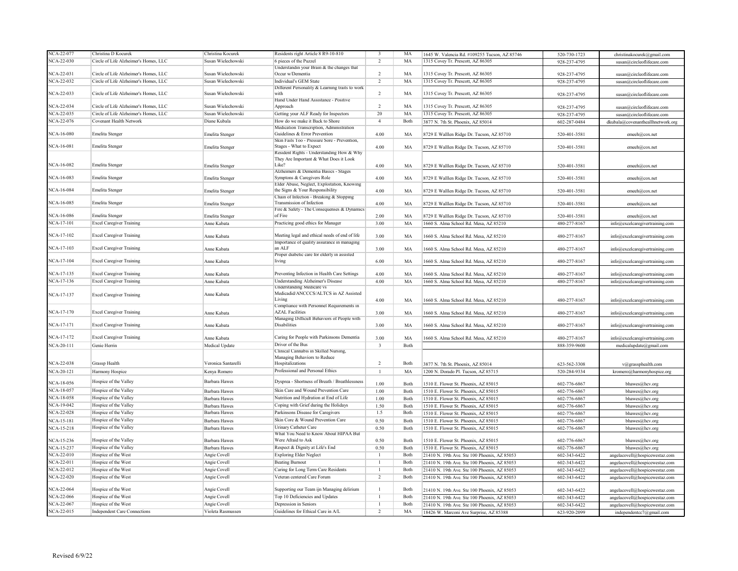| | | | | | | | | |
|---|---|---|---|---|---|---|---|---|
| NCA-22-077 | Christina D Kocurek | Christina Kocurek | Residents right Article 8 R9-10-810 | 3 | MA | 1645 W. Valencia Rd. #109255 Tucson, AZ 85746 | 520-730-1723 | christinakocurek@gmail.com |
| NCA-22-030 | Circle of Life Alzheimer's Homes, LLC | Susan Wielechowski | 6 pieces of the Puzzel | 2 | MA | 1315 Covey Tr. Prescott, AZ 86305 | 928-237-4795 | susan@circleoflifecare.com |
| NCA-22-031 | Circle of Life Alzheimer's Homes, LLC | Susan Wielechowski | Understandin your Brain & the changes that Occur w/Dementia | 2 | MA | 1315 Covey Tr. Prescott, AZ 86305 | 928-237-4795 | susan@circleoflifecare.com |
| NCA-22-032 | Circle of Life Alzheimer's Homes, LLC | Susan Wielechowski | Individual's GEM State | 2 | MA | 1315 Covey Tr. Prescott, AZ 86305 | 928-237-4795 | susan@circleoflifecare.com |
| NCA-22-033 | Circle of Life Alzheimer's Homes, LLC | Susan Wielechowski | Different Personality & Learning trasts to work with | 2 | MA | 1315 Covey Tr. Prescott, AZ 86305 | 928-237-4795 | susan@circleoflifecare.com |
| NCA-22-034 | Circle of Life Alzheimer's Homes, LLC | Susan Wielechowski | Hand Under Hand Assistance - Positive Approach | 2 | MA | 1315 Covey Tr. Prescott, AZ 86305 | 928-237-4795 | susan@circleoflifecare.com |
| NCA-22-035 | Circle of Life Alzheimer's Homes, LLC | Susan Wielechowski | Getting your ALF Ready for Inspectors | 20 | MA | 1315 Covey Tr. Prescott, AZ 86305 | 928-237-4795 | susan@circleoflifecare.com |
| NCA-22-076 | Covenant Health Network | Diane Kubala | How do we make it Back to Shore | 4 | Both | 3877 N. 7th St. Phoenix, AZ 85014 | 602-287-0484 | dkubala@covenanthealthnetwork.org |
| NCA-16-080 | Emelita Stenger | Emelita Stenger | Medication Transcription, Administration Guidelines & Error Prevention | 4.00 | MA | 8729 E Walllen Ridge Dr. Tucson, AZ 85710 | 520-401-3581 | emeeh@cox.net |
| NCA-16-081 | Emelita Stenger | Emelita Stenger | Skin Fails Too - Pressure Sore - Prevention, Stages - What to Expect | 4.00 | MA | 8729 E Walllen Ridge Dr. Tucson, AZ 85710 | 520-401-3581 | emeeh@cox.net |
| NCA-16-082 | Emelita Stenger | Emelita Stenger | Resident Rights - Understanding How & Why They Are Important & What Does it Look Like? | 4.00 | MA | 8729 E Walllen Ridge Dr. Tucson, AZ 85710 | 520-401-3581 | emeeh@cox.net |
| NCA-16-083 | Emelita Stenger | Emelita Stenger | Alzheimers & Dementia Basics - Stages Symptons & Caregivers Role | 4.00 | MA | 8729 E Walllen Ridge Dr. Tucson, AZ 85710 | 520-401-3581 | emeeh@cox.net |
| NCA-16-084 | Emelita Stenger | Emelita Stenger | Elder Abuse, Neglect, Exploitation, Knowing the Signs & Your Responsibility | 4.00 | MA | 8729 E Walllen Ridge Dr. Tucson, AZ 85710 | 520-401-3581 | emeeh@cox.net |
| NCA-16-085 | Emelita Stenger | Emelita Stenger | Chain of Infection - Breaking & Stopping Transmission of Infection | 4.00 | MA | 8729 E Walllen Ridge Dr. Tucson, AZ 85710 | 520-401-3581 | emeeh@cox.net |
| NCA-16-086 | Emelita Stenger | Emelita Stenger | Fire & Safety - The Consequenses & Dynamics of Fire | 2.00 | MA | 8729 E Walllen Ridge Dr. Tucson, AZ 85710 | 520-401-3581 | emeeh@cox.net |
| NCA-17-101 | Excel Caregiver Training | Anne Kabata | Practicing good ethics for Manager | 3.00 | MA | 1660 S. Alma School Rd. Mesa, AZ 85210 | 480-277-8167 | info@excelcaregivertraining.com |
| NCA-17-102 | Excel Caregiver Training | Anne Kabata | Meeting legal and ethical needs of end of life | 3.00 | MA | 1660 S. Alma School Rd. Mesa, AZ 85210 | 480-277-8167 | info@excelcaregivertraining.com |
| NCA-17-103 | Excel Caregiver Training | Anne Kabata | Importance of quality assurance in managing an ALF | 3.00 | MA | 1660 S. Alma School Rd. Mesa, AZ 85210 | 480-277-8167 | info@excelcaregivertraining.com |
| NCA-17-104 | Excel Caregiver Training | Anne Kabata | Proper diabetic care for elderly in assisted living | 6.00 | MA | 1660 S. Alma School Rd. Mesa, AZ 85210 | 480-277-8167 | info@excelcaregivertraining.com |
| NCA-17-135 | Excel Caregiver Training | Anne Kabata | Preventing Infection in Health Care Settings | 4.00 | MA | 1660 S. Alma School Rd. Mesa, AZ 85210 | 480-277-8167 | info@excelcaregivertraining.com |
| NCA-17-136 | Excel Caregiver Training | Anne Kabata | Understanding Alzheimer's Disease | 4.00 | MA | 1660 S. Alma School Rd. Mesa, AZ 85210 | 480-277-8167 | info@excelcaregivertraining.com |
| NCA-17-137 | Excel Caregiver Training | Anne Kabata | Understanding Medicare vs Medicadid/ANCCCS/ALTCS in AZ Assisted Living | 4.00 | MA | 1660 S. Alma School Rd. Mesa, AZ 85210 | 480-277-8167 | info@excelcaregivertraining.com |
| NCA-17-170 | Excel Caregiver Training | Anne Kabata | Compliance with Personnel Requirements in AZAL Facilities | 3.00 | MA | 1660 S. Alma School Rd. Mesa, AZ 85210 | 480-277-8167 | info@excelcaregivertraining.com |
| NCA-17-171 | Excel Caregiver Training | Anne Kabata | Managing Difficult Behaviors of People with Disabilities | 3.00 | MA | 1660 S. Alma School Rd. Mesa, AZ 85210 | 480-277-8167 | info@excelcaregivertraining.com |
| NCA-17-172 | Excel Caregiver Training | Anne Kabata | Caring for People with Parkinsons Dementia | 3.00 | MA | 1660 S. Alma School Rd. Mesa, AZ 85210 | 480-277-8167 | info@excelcaregivertraining.com |
| NCA-20-111 | Genie Herrin | Medical Update | Driver of the Bus | 3 | Both | | 888-359-9600 | medicalupdate@gmail.com |
| NCA-22-038 | Grassp Health | Veronica Santarelli | Clinical Cannabis in Skilled Nursing, Managing Behaviors to Reduce Hospitalizations | 2 | Both | 3877 N. 7th St. Phoenix, AZ 85014 | 623-562-3308 | v@grassphealth.com |
| NCA-20-121 | Harmony Hospice | Kenya Romero | Professional and Personal Ethics | 1 | MA | 1200 N. Dorado Pl. Tucson, AZ 85715 | 520-284-9334 | kromero@harmonyhospice.org |
| NCA-18-056 | Hospice of the Valley | Barbara Hawes | Dysprea - Shortness of Breath / Breathlessness | 1.00 | Both | 1510 E. Flower St. Phoenix, AZ 85015 | 602-776-6867 | bhawes@hcv.org |
| NCA-18-057 | Hospice of the Valley | Barbara Hawes | Skin Care and Wound Prevention Care | 1.00 | Both | 1510 E. Flower St. Phoenix, AZ 85015 | 602-776-6867 | bhawes@hcv.org |
| NCA-18-058 | Hospice of the Valley | Barbara Hawes | Nutrition and Hydration at End of Life | 1.00 | Both | 1510 E. Flower St. Phoenix, AZ 85015 | 602-776-6867 | bhawes@hcv.org |
| NCA-19-042 | Hospice of the Valley | Barbara Hawes | Coping with Grief during the Holidays | 1.50 | Both | 1510 E. Flower St. Phoenix, AZ 85015 | 602-776-6867 | bhawes@hcv.org |
| NCA-22-028 | Hospice of the Valley | Barbara Hawes | Parkinsons Disease for Caregivers | 1.5 | Both | 1510 E. Flower St. Phoenix, AZ 85015 | 602-776-6867 | bhawes@hcv.org |
| NCA-15-181 | Hospice of the Valley | Barbara Hawes | Skin Core & Wound Prevention Care | 0.50 | Both | 1510 E. Flower St. Phoenix, AZ 85015 | 602-776-6867 | bhawes@hcv.org |
| NCA-15-218 | Hospice of the Valley | Barbara Hawes | Urinary Catheter Care | 0.50 | Both | 1510 E. Flower St. Phoenix, AZ 85015 | 602-776-6867 | bhawes@hcv.org |
| NCA-15-236 | Hospice of the Valley | Barbara Hawes | What You Need to Know About HIPAA But Were Afraid to Ask | 0.50 | Both | 1510 E. Flower St. Phoenix, AZ 85015 | 602-776-6867 | bhawes@hcv.org |
| NCA-15-237 | Hospice of the Valley | Barbara Hawes | Respect & Dignity at Life's End | 0.50 | Both | 1510 E. Flower St. Phoenix, AZ 85015 | 602-776-6867 | bhawes@hcv.org |
| NCA-22-010 | Hospice of the West | Angie Covell | Exploring Elder Neglect | 1 | Both | 21410 N. 19th Ave. Ste 100 Phoenix, AZ 85053 | 602-343-6422 | angelacovell@hospicewestaz.com |
| NCA-22-011 | Hospice of the West | Angie Covell | Beating Burnout | 1 | Both | 21410 N. 19th Ave. Ste 100 Phoenix, AZ 85053 | 602-343-6422 | angelacovell@hospicewestaz.com |
| NCA-22-012 | Hospice of the West | Angie Covell | Caring for Long Term Care Residents | 1 | Both | 21410 N. 19th Ave. Ste 100 Phoenix, AZ 85053 | 602-343-6422 | angelacovell@hospicewestaz.com |
| NCA-22-020 | Hospice of the West | Angie Covell | Veteran centered Care Forum | 2 | Both | 21410 N. 19th Ave. Ste 100 Phoenix, AZ 85053 | 602-343-6422 | angelacovell@hospicewestaz.com |
| NCA-22-064 | Hospice of the West | Angie Covell | Supporting our Team ijn Managing delirium | 1 | Both | 21410 N. 19th Ave. Ste 100 Phoenix, AZ 85053 | 602-343-6422 | angelacovell@hospicewestaz.com |
| NCA-22-066 | Hospice of the West | Angie Covell | Top 10 Deficiencies and Updates | 1 | Both | 21410 N. 19th Ave. Ste 100 Phoenix, AZ 85053 | 602-343-6422 | angelacovell@hospicewestaz.com |
| NCA-22-067 | Hospice of the West | Angie Covell | Depression in Seniors | 1 | Both | 21410 N. 19th Ave. Ste 100 Phoenix, AZ 85053 | 602-343-6422 | angelacovell@hospicewestaz.com |
| NCA-22-015 | Independent Care Connections | Violeta Rasmussen | Guidelines for Ethical Care in A/L | 2 | MA | 18426 W. Marconi Ave Surprise, AZ 85388 | 623-920-2099 | independentcc7@gmail.com |

Revised 6/9/22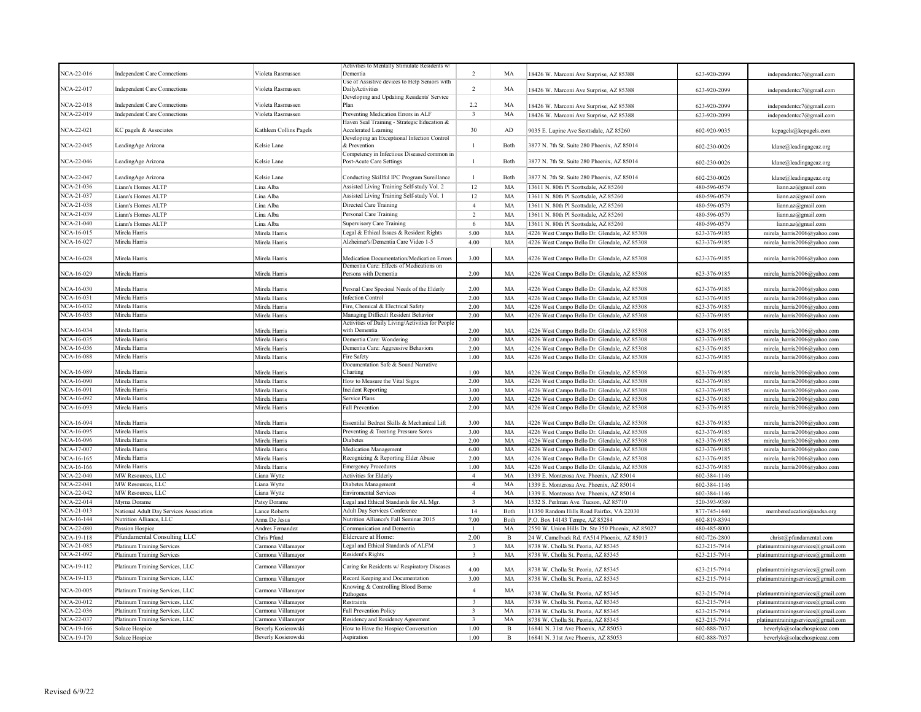| | | | | | | | | |
|---|---|---|---|---|---|---|---|---|
| NCA-22-016 | Independent Care Connections | Violeta Rasmussen | Activities to Mentally Stimulate Residents w/ Dementia | 2 | MA | 18426 W. Marconi Ave Surprise, AZ 85388 | 623-920-2099 | independentcc7@gmail.com |
| NCA-22-017 | Independent Care Connections | Violeta Rasmussen | Use of Assistive devices to Help Seniors with DailyActivities | 2 | MA | 18426 W. Marconi Ave Surprise, AZ 85388 | 623-920-2099 | independentcc7@gmail.com |
| NCA-22-018 | Independent Care Connections | Violeta Rasmussen | Developing and Updating Residents' Service Plan | 2.2 | MA | 18426 W. Marconi Ave Surprise, AZ 85388 | 623-920-2099 | independentcc7@gmail.com |
| NCA-22-019 | Independent Care Connections | Violeta Rasmussen | Preventing Medication Errors in ALF | 3 | MA | 18426 W. Marconi Ave Surprise, AZ 85388 | 623-920-2099 | independentcc7@gmail.com |
| NCA-22-021 | KC pagels & Associates | Kathleen Collins Pagels | Haven Seal Training - Strategic Education & Accelerated Learning | 30 | AD | 9035 E. Lupine Ave Scottsdale, AZ 85260 | 602-920-9035 | kcpagels@kcpagels.com |
| NCA-22-045 | LeadingAge Arizona | Kelsie Lane | Developing an Exceptional Infection Control & Prevention | 1 | Both | 3877 N. 7th St. Suite 280 Phoenix, AZ 85014 | 602-230-0026 | klane@leadingageaz.org |
| NCA-22-046 | LeadingAge Arizona | Kelsie Lane | Competency in Infectious Diseased common in Post-Acute Care Settings | 1 | Both | 3877 N. 7th St. Suite 280 Phoenix, AZ 85014 | 602-230-0026 | klane@leadingageaz.org |
| NCA-22-047 | LeadingAge Arizona | Kelsie Lane | Conducting Skillful IPC Program Sureillance | 1 | Both | 3877 N. 7th St. Suite 280 Phoenix, AZ 85014 | 602-230-0026 | klane@leadingageaz.org |
| NCA-21-036 | Liann's Homes ALTP | Lina Alba | Assisted Living Training Self-study Vol. 2 | 12 | MA | 13611 N. 80th Pl Scottsdale, AZ 85260 | 480-596-0579 | liann.az@gmail.com |
| NCA-21-037 | Liann's Homes ALTP | Lina Alba | Assisted Living Training Self-study Vol. 1 | 12 | MA | 13611 N. 80th Pl Scottsdale, AZ 85260 | 480-596-0579 | liann.az@gmail.com |
| NCA-21-038 | Liann's Homes ALTP | Lina Alba | Directed Care Training | 4 | MA | 13611 N. 80th Pl Scottsdale, AZ 85260 | 480-596-0579 | liann.az@gmail.com |
| NCA-21-039 | Liann's Homes ALTP | Lina Alba | Personal Care Training | 2 | MA | 13611 N. 80th Pl Scottsdale, AZ 85260 | 480-596-0579 | liann.az@gmail.com |
| NCA-21-040 | Liann's Homes ALTP | Lina Alba | Supervisory Care Training | 6 | MA | 13611 N. 80th Pl Scottsdale, AZ 85260 | 480-596-0579 | liann.az@gmail.com |
| NCA-16-015 | Mirela Harris | Mirela Harris | Legal & Ethical Issues & Resident Rights | 5.00 | MA | 4226 West Campo Bello Dr. Glendale, AZ 85308 | 623-376-9185 | mirela_harris2006@yahoo.com |
| NCA-16-027 | Mirela Harris | Mirela Harris | Alzheimer's/Dementia Care Video 1-5 | 4.00 | MA | 4226 West Campo Bello Dr. Glendale, AZ 85308 | 623-376-9185 | mirela_harris2006@yahoo.com |
| NCA-16-028 | Mirela Harris | Mirela Harris | Medication Documentation/Medication Errors | 3.00 | MA | 4226 West Campo Bello Dr. Glendale, AZ 85308 | 623-376-9185 | mirela_harris2006@yahoo.com |
| NCA-16-029 | Mirela Harris | Mirela Harris | Dementia Care: Effects of Medications on Persons with Dementia | 2.00 | MA | 4226 West Campo Bello Dr. Glendale, AZ 85308 | 623-376-9185 | mirela_harris2006@yahoo.com |
| NCA-16-030 | Mirela Harris | Mirela Harris | Persnal Care Specioal Needs of the Elderly | 2.00 | MA | 4226 West Campo Bello Dr. Glendale, AZ 85308 | 623-376-9185 | mirela_harris2006@yahoo.com |
| NCA-16-031 | Mirela Harris | Mirela Harris | Infection Control | 2.00 | MA | 4226 West Campo Bello Dr. Glendale, AZ 85308 | 623-376-9185 | mirela_harris2006@yahoo.com |
| NCA-16-032 | Mirela Harris | Mirela Harris | Fire, Chemical & Electrical Safety | 2.00 | MA | 4226 West Campo Bello Dr. Glendale, AZ 85308 | 623-376-9185 | mirela_harris2006@yahoo.com |
| NCA-16-033 | Mirela Harris | Mirela Harris | Managing Difficult Resident Behavior | 2.00 | MA | 4226 West Campo Bello Dr. Glendale, AZ 85308 | 623-376-9185 | mirela_harris2006@yahoo.com |
| NCA-16-034 | Mirela Harris | Mirela Harris | Activities of Daily Living/Activities for People with Dementia | 2.00 | MA | 4226 West Campo Bello Dr. Glendale, AZ 85308 | 623-376-9185 | mirela_harris2006@yahoo.com |
| NCA-16-035 | Mirela Harris | Mirela Harris | Dementia Care: Wondering | 2.00 | MA | 4226 West Campo Bello Dr. Glendale, AZ 85308 | 623-376-9185 | mirela_harris2006@yahoo.com |
| NCA-16-036 | Mirela Harris | Mirela Harris | Dementia Care: Aggressive Behaviors | 2.00 | MA | 4226 West Campo Bello Dr. Glendale, AZ 85308 | 623-376-9185 | mirela_harris2006@yahoo.com |
| NCA-16-088 | Mirela Harris | Mirela Harris | Fire Safety | 1.00 | MA | 4226 West Campo Bello Dr. Glendale, AZ 85308 | 623-376-9185 | mirela_harris2006@yahoo.com |
| NCA-16-089 | Mirela Harris | Mirela Harris | Documentation Safe & Sound Narrative Charting | 1.00 | MA | 4226 West Campo Bello Dr. Glendale, AZ 85308 | 623-376-9185 | mirela_harris2006@yahoo.com |
| NCA-16-090 | Mirela Harris | Mirela Harris | How to Measure the Vital Signs | 2.00 | MA | 4226 West Campo Bello Dr. Glendale, AZ 85308 | 623-376-9185 | mirela_harris2006@yahoo.com |
| NCA-16-091 | Mirela Harris | Mirela Harris | Incident Reporting | 3.00 | MA | 4226 West Campo Bello Dr. Glendale, AZ 85308 | 623-376-9185 | mirela_harris2006@yahoo.com |
| NCA-16-092 | Mirela Harris | Mirela Harris | Service Plans | 3.00 | MA | 4226 West Campo Bello Dr. Glendale, AZ 85308 | 623-376-9185 | mirela_harris2006@yahoo.com |
| NCA-16-093 | Mirela Harris | Mirela Harris | Fall Prevention | 2.00 | MA | 4226 West Campo Bello Dr. Glendale, AZ 85308 | 623-376-9185 | mirela_harris2006@yahoo.com |
| NCA-16-094 | Mirela Harris | Mirela Harris | Essentilal Bedrest Skills & Mechanical Lift | 3.00 | MA | 4226 West Campo Bello Dr. Glendale, AZ 85308 | 623-376-9185 | mirela_harris2006@yahoo.com |
| NCA-16-095 | Mirela Harris | Mirela Harris | Preventing & Treating Pressure Sores | 3.00 | MA | 4226 West Campo Bello Dr. Glendale, AZ 85308 | 623-376-9185 | mirela_harris2006@yahoo.com |
| NCA-16-096 | Mirela Harris | Mirela Harris | Diabetes | 2.00 | MA | 4226 West Campo Bello Dr. Glendale, AZ 85308 | 623-376-9185 | mirela_harris2006@yahoo.com |
| NCA-17-007 | Mirela Harris | Mirela Harris | Medication Management | 6.00 | MA | 4226 West Campo Bello Dr. Glendale, AZ 85308 | 623-376-9185 | mirela_harris2006@yahoo.com |
| NCA-16-165 | Mirela Harris | Mirela Harris | Recognizing & Reporting Elder Abuse | 2.00 | MA | 4226 West Campo Bello Dr. Glendale, AZ 85308 | 623-376-9185 | mirela_harris2006@yahoo.com |
| NCA-16-166 | Mirela Harris | Mirela Harris | Emergency Procedures | 1.00 | MA | 4226 West Campo Bello Dr. Glendale, AZ 85308 | 623-376-9185 | mirela_harris2006@yahoo.com |
| NCA-22-040 | MW Resources, LLC | Liana Wytte | Activities for Elderly | 4 | MA | 1339 E. Monterosa Ave. Phoenix, AZ 85014 | 602-384-1146 | |
| NCA-22-041 | MW Resources, LLC | Liana Wytte | Diabetes Management | 4 | MA | 1339 E. Monterosa Ave. Phoenix, AZ 85014 | 602-384-1146 | |
| NCA-22-042 | MW Resources, LLC | Liana Wytte | Enviromental Services | 4 | MA | 1339 E. Monterosa Ave. Phoenix, AZ 85014 | 602-384-1146 | |
| NCA-22-014 | Myrna Dorame | Patsy Dorame | Legal and Ethical Standards for AL Mgr. | 3 | MA | 1532 S. Perlman Ave. Tucson, AZ 85710 | 520-393-9389 | |
| NCA-21-013 | National Adult Day Services Association | Lance Roberts | Adult Day Services Conference | 14 | Both | 11350 Random Hills Road Fairfax, VA 22030 | 877-745-1440 | membereducation@nadsa.org |
| NCA-16-144 | Nutrition Alliance, LLC | Anna De Jesus | Nutrition Alliance's Fall Seminar 2015 | 7.00 | Both | P.O. Box 14143 Tempe, AZ 85284 | 602-819-8394 | |
| NCA-22-080 | Passion Hospice | Andres Fernandez | Communication and Dementia | 1 | MA | 2550 W. Union Hills Dr. Ste 350 Phoenix, AZ 85027 | 480-485-8000 | |
| NCA-19-118 | Pfundamental Consulting LLC | Chris Pfund | Eldercare at Home: | 2.00 | B | 24 W. Camelback Rd. #A514 Phoenix, AZ 85013 | 602-726-2800 | christ@pfundamental.com |
| NCA-21-085 | Platinum Training Services | Carmona Villamayor | Legal and Ethical Standards of ALFM | 3 | MA | 8738 W. Cholla St. Peoria, AZ 85345 | 623-215-7914 | platinumtrainingservices@gmail.com |
| NCA-21-092 | Platinum Training Services | Carmona Villamayor | Resident's Rights | 3 | MA | 8738 W. Cholla St. Peoria, AZ 85345 | 623-215-7914 | platinumtrainingservices@gmail.com |
| NCA-19-112 | Platinum Training Services, LLC | Carmona Villamayor | Caring for Residents w/ Respiratory Diseases | 4.00 | MA | 8738 W. Cholla St. Peoria, AZ 85345 | 623-215-7914 | platinumtrainingservices@gmail.com |
| NCA-19-113 | Platinum Training Services, LLC | Carmona Villamayor | Record Keeping and Documentation | 3.00 | MA | 8738 W. Cholla St. Peoria, AZ 85345 | 623-215-7914 | platinumtrainingservices@gmail.com |
| NCA-20-005 | Platinum Training Services, LLC | Carmona Villamayor | Knowing & Controlling Blood Borne Pathogens | 4 | MA | 8738 W. Cholla St. Peoria, AZ 85345 | 623-215-7914 | platinumtrainingservices@gmail.com |
| NCA-20-012 | Platinum Training Services, LLC | Carmona Villamayor | Restraints | 3 | MA | 8738 W. Cholla St. Peoria, AZ 85345 | 623-215-7914 | platinumtrainingservices@gmail.com |
| NCA-22-036 | Platinum Training Services, LLC | Carmona Villamayor | Fall Prevention Policy | 3 | MA | 8738 W. Cholla St. Peoria, AZ 85345 | 623-215-7914 | platinumtrainingservices@gmail.com |
| NCA-22-037 | Platinum Training Services, LLC | Carmona Villamayor | Residency and Residency Agreement | 3 | MA | 8738 W. Cholla St. Peoria, AZ 85345 | 623-215-7914 | platinumtrainingservices@gmail.com |
| NCA-19-166 | Solace Hospice | Beverly Kosierowski | How to Have the Hospice Conversation | 1.00 | B | 16841 N. 31st Ave Phoenix, AZ 85053 | 602-888-7037 | beverlyk@solacehospiceaz.com |
| NCA-19-170 | Solace Hospice | Beverly Kosierowski | Aspiration | 1.00 | B | 16841 N. 31st Ave Phoenix, AZ 85053 | 602-888-7037 | beverlyk@solacehospiceaz.com |

Revised 6/9/22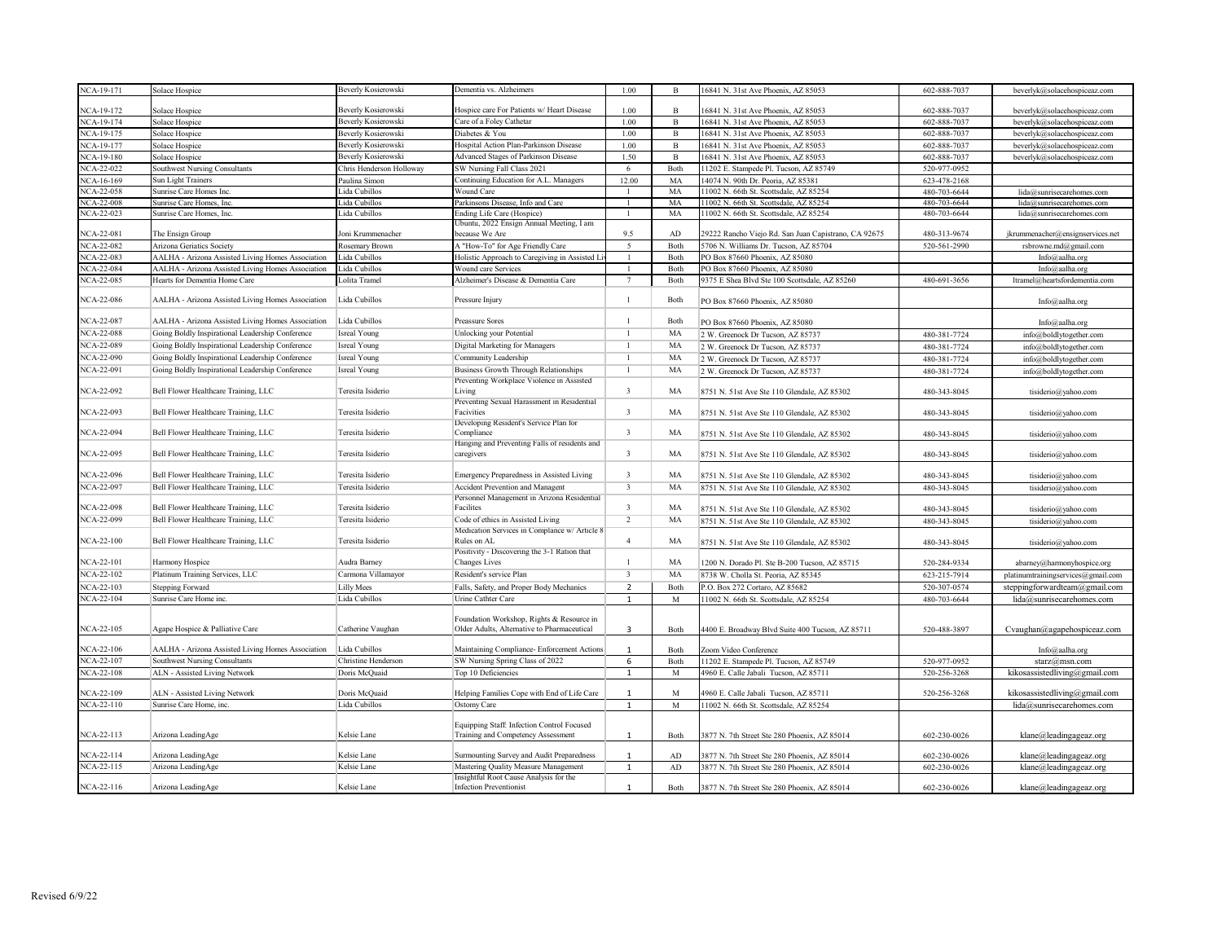| | | | | | | | | |
|---|---|---|---|---|---|---|---|---|
| NCA-19-171 | Solace Hospice | Beverly Kosierowski | Dementia vs. Alzheimers | 1.00 | B | 16841 N. 31st Ave Phoenix, AZ 85053 | 602-888-7037 | beverlyk@solacehospiceaz.com |
| NCA-19-172 | Solace Hospice | Beverly Kosierowski | Hospice care For Patients w/ Heart Disease | 1.00 | B | 16841 N. 31st Ave Phoenix, AZ 85053 | 602-888-7037 | beverlyk@solacehospiceaz.com |
| NCA-19-174 | Solace Hospice | Beverly Kosierowski | Care of a Foley Cathetar | 1.00 | B | 16841 N. 31st Ave Phoenix, AZ 85053 | 602-888-7037 | beverlyk@solacehospiceaz.com |
| NCA-19-175 | Solace Hospice | Beverly Kosierowski | Diabetes & You | 1.00 | B | 16841 N. 31st Ave Phoenix, AZ 85053 | 602-888-7037 | beverlyk@solacehospiceaz.com |
| NCA-19-177 | Solace Hospice | Beverly Kosierowski | Hospital Action Plan-Parkinson Disease | 1.00 | B | 16841 N. 31st Ave Phoenix, AZ 85053 | 602-888-7037 | beverlyk@solacehospiceaz.com |
| NCA-19-180 | Solace Hospice | Beverly Kosierowski | Advanced Stages of Parkinson Disease | 1.50 | B | 16841 N. 31st Ave Phoenix, AZ 85053 | 602-888-7037 | beverlyk@solacehospiceaz.com |
| NCA-22-022 | Southwest Nursing Consultants | Chris Henderson Holloway | SW Nursing Fall Class 2021 | 6 | Both | 11202 E. Stampede Pl. Tucson, AZ 85749 | 520-977-0952 | |
| NCA-16-169 | Sun Light Trainers | Paulina Simon | Continuing Education for A.L. Managers | 12.00 | MA | 14074 N. 90th Dr. Peoria, AZ 85381 | 623-478-2168 | |
| NCA-22-058 | Sunrise Care Homes Inc. | Lida Cubillos | Wound Care | 1 | MA | 11002 N. 66th St. Scottsdale, AZ 85254 | 480-703-6644 | lida@sunrisecarehomes.com |
| NCA-22-008 | Sunrise Care Homes, Inc. | Lida Cubillos | Parkinsons Disease, Info and Care | 1 | MA | 11002 N. 66th St. Scottsdale, AZ 85254 | 480-703-6644 | lida@sunrisecarehomes.com |
| NCA-22-023 | Sunrise Care Homes, Inc. | Lida Cubillos | Ending Life Care (Hospice) | 1 | MA | 11002 N. 66th St. Scottsdale, AZ 85254 | 480-703-6644 | lida@sunrisecarehomes.com |
| NCA-22-081 | The Ensign Group | Joni Krummenacher | Ubuntu, 2022 Ensign Annual Meeting, I am because We Are | 9.5 | AD | 29222 Rancho Viejo Rd. San Juan Capistrano, CA 92675 | 480-313-9674 | jkrummenacher@ensignservices.net |
| NCA-22-082 | Arizona Geriatics Society | Rosemary Brown | A "How-To" for Age Friendly Care | 5 | Both | 5706 N. Williams Dr. Tucson, AZ 85704 | 520-561-2990 | rsbrowne.md@gmail.com |
| NCA-22-083 | AALHA - Arizona Assisted Living Homes Association | Lida Cubillos | Holistic Approach to Caregiving in Assisted Li | 1 | Both | PO Box 87660 Phoenix, AZ 85080 | | Info@aalha.org |
| NCA-22-084 | AALHA - Arizona Assisted Living Homes Association | Lida Cubillos | Wound care Services | 1 | Both | PO Box 87660 Phoenix, AZ 85080 | | Info@aalha.org |
| NCA-22-085 | Hearts for Dementia Home Care | Lolita Tramel | Alzheimer's Disease & Dementia Care | 7 | Both | 9375 E Shea Blvd Ste 100 Scottsdale, AZ 85260 | 480-691-3656 | ltramel@heartsfordementia.com |
| NCA-22-086 | AALHA - Arizona Assisted Living Homes Association | Lida Cubillos | Pressure Injury | 1 | Both | PO Box 87660 Phoenix, AZ 85080 | | Info@aalha.org |
| NCA-22-087 | AALHA - Arizona Assisted Living Homes Association | Lida Cubillos | Preassure Sores | 1 | Both | PO Box 87660 Phoenix, AZ 85080 | | Info@aalha.org |
| NCA-22-088 | Going Boldly Inspirational Leadership Conference | Isreal Young | Unlocking your Potential | 1 | MA | 2 W. Greenock Dr Tucson, AZ 85737 | 480-381-7724 | info@boldlytogether.com |
| NCA-22-089 | Going Boldly Inspirational Leadership Conference | Isreal Young | Digital Marketing for Managers | 1 | MA | 2 W. Greenock Dr Tucson, AZ 85737 | 480-381-7724 | info@boldlytogether.com |
| NCA-22-090 | Going Boldly Inspirational Leadership Conference | Isreal Young | Community Leadership | 1 | MA | 2 W. Greenock Dr Tucson, AZ 85737 | 480-381-7724 | info@boldlytogether.com |
| NCA-22-091 | Going Boldly Inspirational Leadership Conference | Isreal Young | Business Growth Through Relationships | 1 | MA | 2 W. Greenock Dr Tucson, AZ 85737 | 480-381-7724 | info@boldlytogether.com |
| NCA-22-092 | Bell Flower Healthcare Training, LLC | Teresita Isiderio | Preventing Workplace Violence in Assisted Living | 3 | MA | 8751 N. 51st Ave Ste 110 Glendale, AZ 85302 | 480-343-8045 | tisiderio@yahoo.com |
| NCA-22-093 | Bell Flower Healthcare Training, LLC | Teresita Isiderio | Preventing Sexual Harassment in Residential Facivities | 3 | MA | 8751 N. 51st Ave Ste 110 Glendale, AZ 85302 | 480-343-8045 | tisiderio@yahoo.com |
| NCA-22-094 | Bell Flower Healthcare Training, LLC | Teresita Isiderio | Developing Resident's Service Plan for Compliance | 3 | MA | 8751 N. 51st Ave Ste 110 Glendale, AZ 85302 | 480-343-8045 | tisiderio@yahoo.com |
| NCA-22-095 | Bell Flower Healthcare Training, LLC | Teresita Isiderio | Hanging and Preventing Falls of residents and caregivers | 3 | MA | 8751 N. 51st Ave Ste 110 Glendale, AZ 85302 | 480-343-8045 | tisiderio@yahoo.com |
| NCA-22-096 | Bell Flower Healthcare Training, LLC | Teresita Isiderio | Emergency Preparedness in Assisted Living | 3 | MA | 8751 N. 51st Ave Ste 110 Glendale, AZ 85302 | 480-343-8045 | tisiderio@yahoo.com |
| NCA-22-097 | Bell Flower Healthcare Training, LLC | Teresita Isiderio | Accident Prevention and Managent | 3 | MA | 8751 N. 51st Ave Ste 110 Glendale, AZ 85302 | 480-343-8045 | tisiderio@yahoo.com |
| NCA-22-098 | Bell Flower Healthcare Training, LLC | Teresita Isiderio | Personnel Management in Arizona Residential Facilites | 3 | MA | 8751 N. 51st Ave Ste 110 Glendale, AZ 85302 | 480-343-8045 | tisiderio@yahoo.com |
| NCA-22-099 | Bell Flower Healthcare Training, LLC | Teresita Isiderio | Code of ethics in Assisted Living | 2 | MA | 8751 N. 51st Ave Ste 110 Glendale, AZ 85302 | 480-343-8045 | tisiderio@yahoo.com |
| NCA-22-100 | Bell Flower Healthcare Training, LLC | Teresita Isiderio | Medication Services in Compliance w/ Article 8 Rules on AL | 4 | MA | 8751 N. 51st Ave Ste 110 Glendale, AZ 85302 | 480-343-8045 | tisiderio@yahoo.com |
| NCA-22-101 | Harmony Hospice | Audra Barney | Positivity - Discovering the 3-1 Ration that Changes Lives | 1 | MA | 1200 N. Dorado Pl. Ste B-200 Tucson, AZ 85715 | 520-284-9334 | abarney@harmonyhospice.org |
| NCA-22-102 | Platinum Training Services, LLC | Carmona Villamayor | Resident's service Plan | 3 | MA | 8738 W. Cholla St. Peoria, AZ 85345 | 623-215-7914 | platinumtrainingservices@gmail.com |
| NCA-22-103 | Stepping Forward | Lilly Mees | Falls, Safety, and Proper Body Mechanics | 2 | Both | P.O. Box 272 Cortaro, AZ 85682 | 520-307-0574 | steppingforwardteam@gmail.com |
| NCA-22-104 | Sunrise Care Home inc. | Lida Cubillos | Urine Cathter Care | 1 | M | 11002 N. 66th St. Scottsdale, AZ 85254 | 480-703-6644 | lida@sunrisecarehomes.com |
| NCA-22-105 | Agape Hospice & Palliative Care | Catherine Vaughan | Foundation Workshop, Rights & Resource in Older Adults, Alternative to Pharmaceutical | 3 | Both | 4400 E. Broadway Blvd Suite 400 Tucson, AZ 85711 | 520-488-3897 | Cvaughan@agapehospiceaz.com |
| NCA-22-106 | AALHA - Arizona Assisted Living Homes Association | Lida Cubillos | Maintaining Compliance- Enforcement Actions | 1 | Both | Zoom Video Conference | | Info@aalha.org |
| NCA-22-107 | Southwest Nursing Consultants | Christine Henderson | SW Nursing Spring Class of 2022 | 6 | Both | 11202 E. Stampede Pl. Tucson, AZ 85749 | 520-977-0952 | starz@msn.com |
| NCA-22-108 | ALN - Assisted Living Network | Doris McQuaid | Top 10 Deficiencies | 1 | M | 4960 E. Calle Jabali Tucson, AZ 85711 | 520-256-3268 | kikosassistedliving@gmail.com |
| NCA-22-109 | ALN - Assisted Living Network | Doris McQuaid | Helping Families Cope with End of Life Care | 1 | M | 4960 E. Calle Jabali Tucson, AZ 85711 | 520-256-3268 | kikosassistedliving@gmail.com |
| NCA-22-110 | Sunrise Care Home, inc. | Lida Cubillos | Ostomy Care | 1 | M | 11002 N. 66th St. Scottsdale, AZ 85254 | | lida@sunrisecarehomes.com |
| NCA-22-113 | Arizona LeadingAge | Kelsie Lane | Equipping Staff: Infection Control Focused Training and Competency Assessment | 1 | Both | 3877 N. 7th Street Ste 280 Phoenix, AZ 85014 | 602-230-0026 | klane@leadingageaz.org |
| NCA-22-114 | Arizona LeadingAge | Kelsie Lane | Surmounting Survey and Audit Preparedness | 1 | AD | 3877 N. 7th Street Ste 280 Phoenix, AZ 85014 | 602-230-0026 | klane@leadingageaz.org |
| NCA-22-115 | Arizona LeadingAge | Kelsie Lane | Mastering Quality Measure Management | 1 | AD | 3877 N. 7th Street Ste 280 Phoenix, AZ 85014 | 602-230-0026 | klane@leadingageaz.org |
| NCA-22-116 | Arizona LeadingAge | Kelsie Lane | Insightful Root Cause Analysis for the Infection Preventionist | 1 | Both | 3877 N. 7th Street Ste 280 Phoenix, AZ 85014 | 602-230-0026 | klane@leadingageaz.org |

Revised 6/9/22